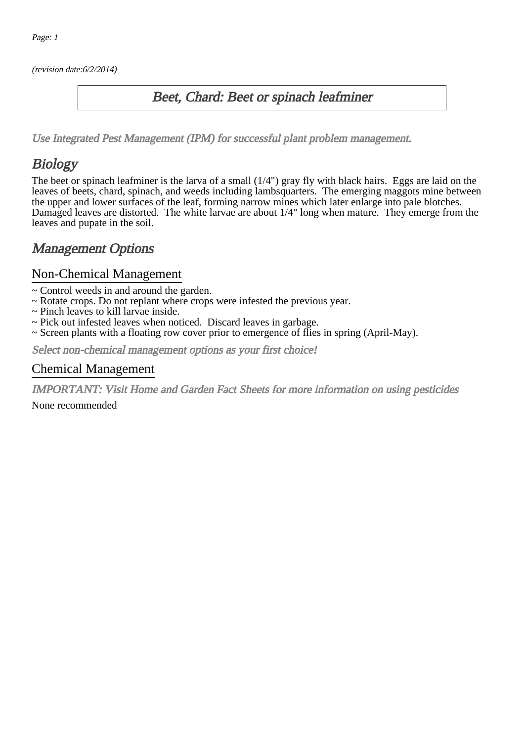(revision date:6/2/2014)

# Beet, Chard: Beet or spinach leafminer

*Use Integrated Pest Management (IPM) for successful plant problem management.*

## Biology

The beet or spinach leafminer is the larva of a small (1/4") gray fly with black hairs. Eggs are laid on the leaves of beets, chard, spinach, and weeds including lambsquarters. The emerging maggots mine between the upper and lower surfaces of the leaf, forming narrow mines which later enlarge into pale blotches. Damaged leaves are distorted. The white larvae are about 1/4" long when mature. They emerge from the leaves and pupate in the soil.

## Management Options

### Non-Chemical Management

~ Control weeds in and around the garden.
~ Rotate crops. Do not replant where crops were infested the previous year.
~ Pinch leaves to kill larvae inside.
~ Pick out infested leaves when noticed. Discard leaves in garbage.
~ Screen plants with a floating row cover prior to emergence of flies in spring (April-May).

*Select non-chemical management options as your first choice!*

### Chemical Management

*IMPORTANT: Visit Home and Garden Fact Sheets for more information on using pesticides*

None recommended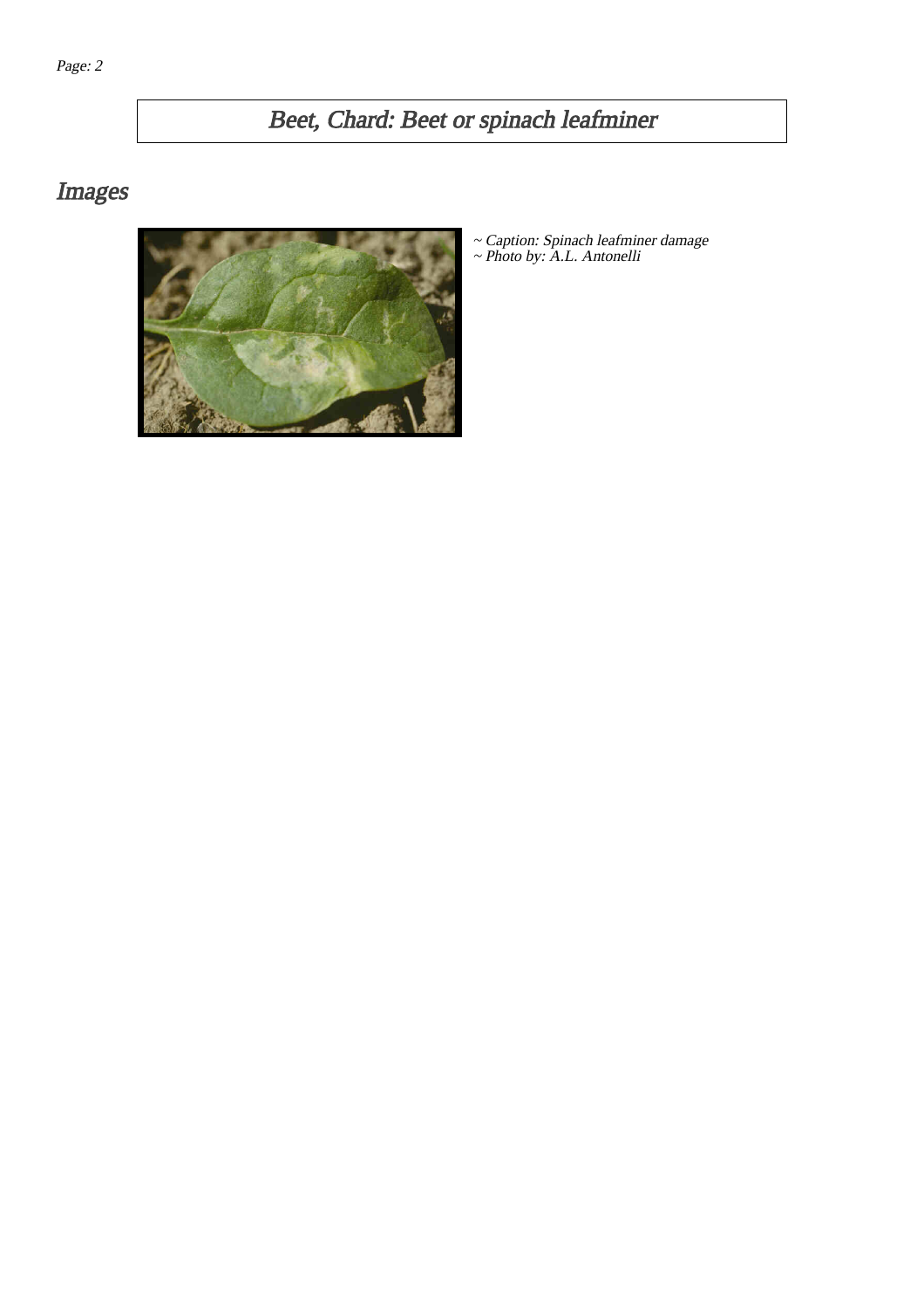# Beet, Chard: Beet or spinach leafminer

## Images

~ Caption: Spinach leafminer damage
~ Photo by: A.L. Antonelli